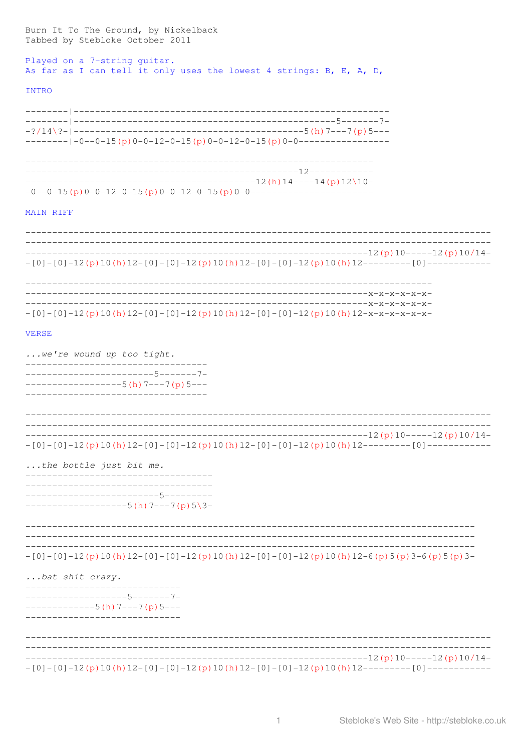Burn It To The Ground, by Nickelback
Tabbed by Stebloke October 2011

Played on a 7-string guitar.
As far as I can tell it only uses the lowest 4 strings: B, E, A, D,

INTRO

```
--------|----------------------------------------------------------
--------|-----------------------------------------------5-------7-
-?/14\?-|----------------------------------------5(h)7---7(p)5---
--------|-0--0-15(p)0-0-12-0-15(p)0-0-12-0-15(p)0-0-----------------

------------------------------------------------------------------
---------------------------------------------------12------------
-----------------------------------------12(h)14----14(p)12\10-
-0--0-15(p)0-0-12-0-15(p)0-0-12-0-15(p)0-0-----------------------
```

MAIN RIFF

```
-------------------------------------------------------------------------------------
-------------------------------------------------------------------------------------
----------------------------------------------------------------12(p)10-----12(p)10/14-
-[0]-[0]-12(p)10(h)12-[0]-[0]-12(p)10(h)12-[0]-[0]-12(p)10(h)12---------[0]------------

------------------------------------------------------------------------
--------------------------------------------------------------x-x-x-x-x-x-
--------------------------------------------------------------x-x-x-x-x-x-
-[0]-[0]-12(p)10(h)12-[0]-[0]-12(p)10(h)12-[0]-[0]-12(p)10(h)12-x-x-x-x-x-x-
```

VERSE

*...we're wound up too tight.*

```
----------------------------------
------------------------5-------7-
------------------5(h)7---7(p)5---
----------------------------------

-------------------------------------------------------------------------------------
-------------------------------------------------------------------------------------
----------------------------------------------------------------12(p)10-----12(p)10/14-
-[0]-[0]-12(p)10(h)12-[0]-[0]-12(p)10(h)12-[0]-[0]-12(p)10(h)12---------[0]------------
```

*...the bottle just bit me.*

```
-----------------------------------
-----------------------------------
-------------------------5---------
-------------------5(h)7---7(p)5\3-

-------------------------------------------------------------------------------------
-------------------------------------------------------------------------------------
-------------------------------------------------------------------------------------
-[0]-[0]-12(p)10(h)12-[0]-[0]-12(p)10(h)12-[0]-[0]-12(p)10(h)12-6(p)5(p)3-6(p)5(p)3-
```

*...bat shit crazy.*

```
-----------------------------
-------------------5-------7-
-------------5(h)7---7(p)5---
-----------------------------

-------------------------------------------------------------------------------------
-------------------------------------------------------------------------------------
----------------------------------------------------------------12(p)10-----12(p)10/14-
-[0]-[0]-12(p)10(h)12-[0]-[0]-12(p)10(h)12-[0]-[0]-12(p)10(h)12---------[0]------------
```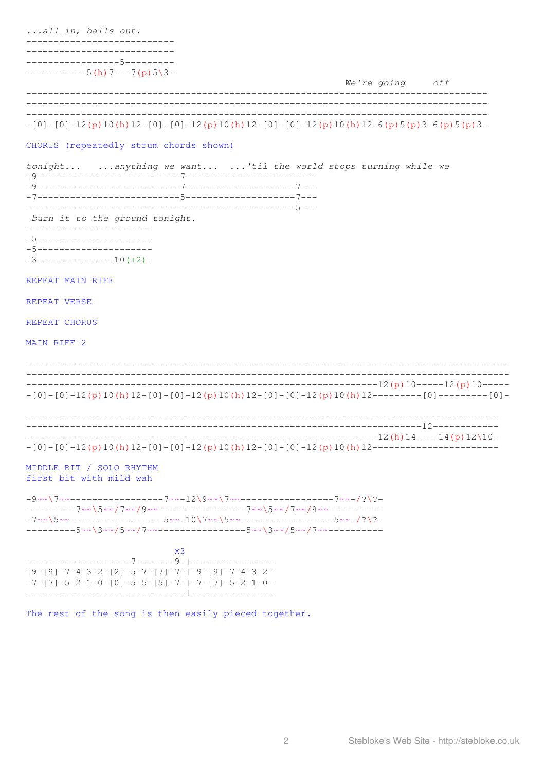*...all in, balls out.*

```
--------------------------
--------------------------
-----------------5---------
-----------5(h)7---7(p)5\3-
```

*We're going off*

```
-----------------------------------------------------------------------------------
-----------------------------------------------------------------------------------
-----------------------------------------------------------------------------------
-[0]-[0]-12(p)10(h)12-[0]-[0]-12(p)10(h)12-[0]-[0]-12(p)10(h)12-6(p)5(p)3-6(p)5(p)3-
```

CHORUS (repeatedly strum chords shown)

*tonight...   ...anything we want...  ...'til the world stops turning while we*

```
-9-------------------------7----------------------
-9-------------------------7--------------------7---
-7-------------------------5--------------------7---
------------------------------------------------5---
```

*burn it to the ground tonight.*

```
----------------------
-5--------------------
-5--------------------
-3-------------10(+2)-
```

REPEAT MAIN RIFF

REPEAT VERSE

REPEAT CHORUS

MAIN RIFF 2

```
---------------------------------------------------------------------------------------
---------------------------------------------------------------------------------------
---------------------------------------------------------------12(p)10-----12(p)10-----
-[0]-[0]-12(p)10(h)12-[0]-[0]-12(p)10(h)12-[0]-[0]-12(p)10(h)12---------[0]---------[0]-

-------------------------------------------------------------------------------------
----------------------------------------------------------------------12------------
---------------------------------------------------------------12(h)14----14(p)12\10-
-[0]-[0]-12(p)10(h)12-[0]-[0]-12(p)10(h)12-[0]-[0]-12(p)10(h)12----------------------
```

MIDDLE BIT / SOLO RHYTHM
first bit with mild wah

```
-9~~\7~~-----------------7~~-12\9~~\7~~-----------------7~~-/?\?-
---------7~~\5~~/7~~/9~~-----------------7~~\5~~/7~~/9~~----------
-7~~\5~~-----------------5~~-10\7~~\5~~-----------------5~~-/?\?-
---------5~~\3~~/5~~/7~~-----------------5~~\3~~/5~~/7~~----------
```

```
                           X3
-------------------7-------9-|---------------
-9-[9]-7-4-3-2-[2]-5-7-[7]-7-|-9-[9]-7-4-3-2-
-7-[7]-5-2-1-0-[0]-5-5-[5]-7-|-7-[7]-5-2-1-0-
-----------------------------|---------------
```

The rest of the song is then easily pieced together.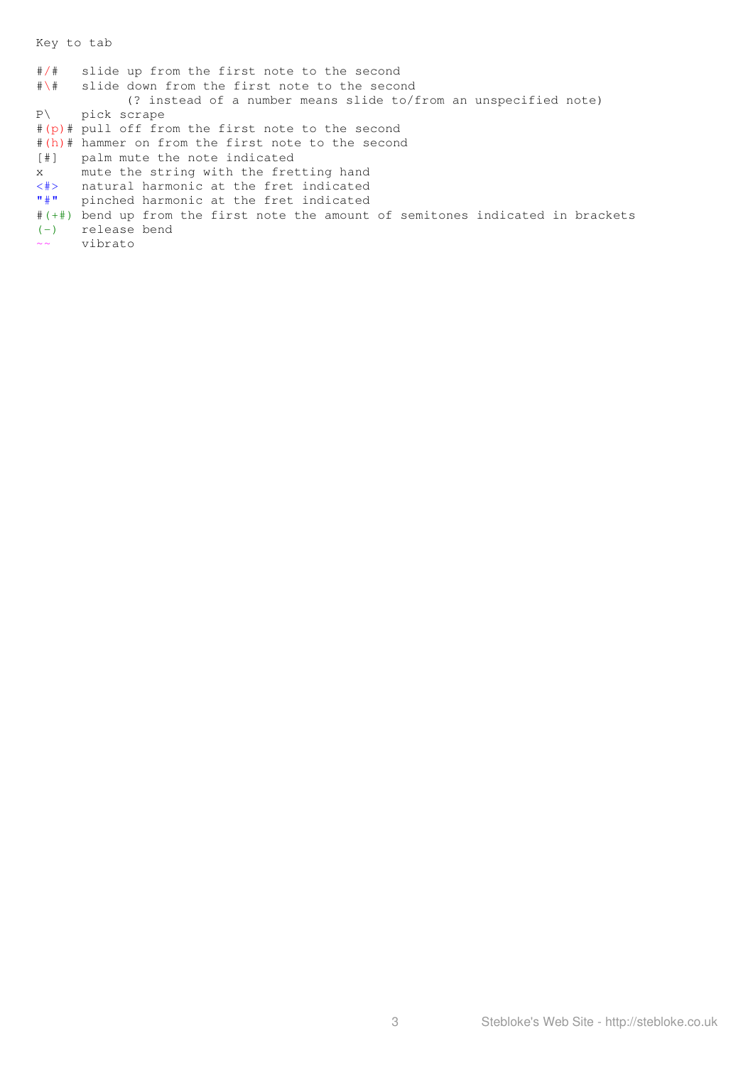```
Key to tab

#/#   slide up from the first note to the second
#\#   slide down from the first note to the second
         (? instead of a number means slide to/from an unspecified note)
P\    pick scrape
#(p)# pull off from the first note to the second
#(h)# hammer on from the first note to the second
[#]   palm mute the note indicated
x     mute the string with the fretting hand
<#>   natural harmonic at the fret indicated
"#"   pinched harmonic at the fret indicated
#(+#) bend up from the first note the amount of semitones indicated in brackets
(-)   release bend
~~    vibrato
```